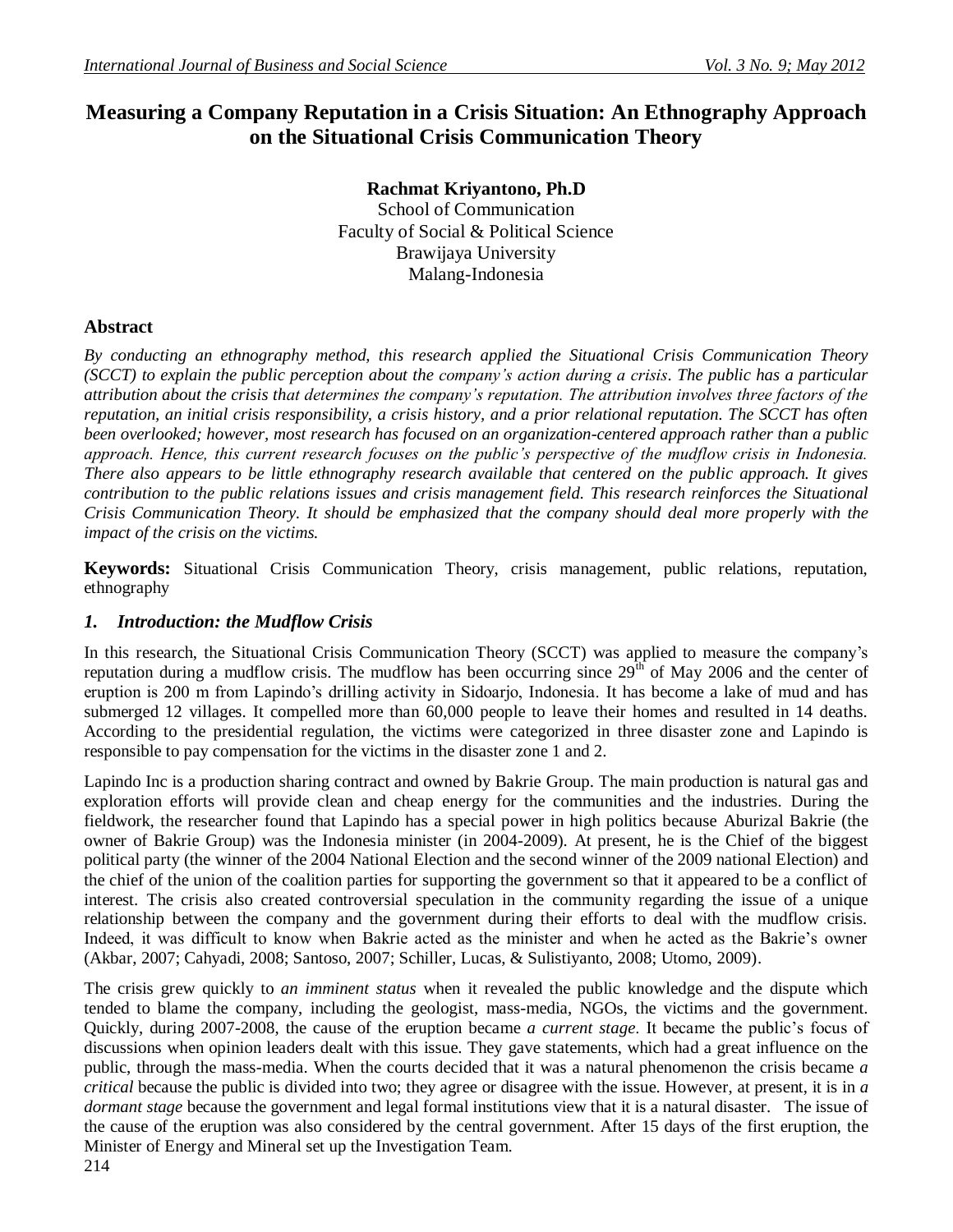# Measuring a Company Reputation in a Crisis Situation: An Ethnography Approach on the Situational Crisis Communication Theory

**Rachmat Kriyantono, Ph.D**
School of Communication
Faculty of Social & Political Science
Brawijaya University
Malang-Indonesia

## Abstract

*By conducting an ethnography method, this research applied the Situational Crisis Communication Theory (SCCT) to explain the public perception about the company's action during a crisis. The public has a particular attribution about the crisis that determines the company's reputation. The attribution involves three factors of the reputation, an initial crisis responsibility, a crisis history, and a prior relational reputation. The SCCT has often been overlooked; however, most research has focused on an organization-centered approach rather than a public approach. Hence, this current research focuses on the public's perspective of the mudflow crisis in Indonesia. There also appears to be little ethnography research available that centered on the public approach. It gives contribution to the public relations issues and crisis management field. This research reinforces the Situational Crisis Communication Theory. It should be emphasized that the company should deal more properly with the impact of the crisis on the victims.*

**Keywords:** Situational Crisis Communication Theory, crisis management, public relations, reputation, ethnography

## *1. Introduction: the Mudflow Crisis*

In this research, the Situational Crisis Communication Theory (SCCT) was applied to measure the company's reputation during a mudflow crisis. The mudflow has been occurring since 29th of May 2006 and the center of eruption is 200 m from Lapindo's drilling activity in Sidoarjo, Indonesia. It has become a lake of mud and has submerged 12 villages. It compelled more than 60,000 people to leave their homes and resulted in 14 deaths. According to the presidential regulation, the victims were categorized in three disaster zone and Lapindo is responsible to pay compensation for the victims in the disaster zone 1 and 2.

Lapindo Inc is a production sharing contract and owned by Bakrie Group. The main production is natural gas and exploration efforts will provide clean and cheap energy for the communities and the industries. During the fieldwork, the researcher found that Lapindo has a special power in high politics because Aburizal Bakrie (the owner of Bakrie Group) was the Indonesia minister (in 2004-2009). At present, he is the Chief of the biggest political party (the winner of the 2004 National Election and the second winner of the 2009 national Election) and the chief of the union of the coalition parties for supporting the government so that it appeared to be a conflict of interest. The crisis also created controversial speculation in the community regarding the issue of a unique relationship between the company and the government during their efforts to deal with the mudflow crisis. Indeed, it was difficult to know when Bakrie acted as the minister and when he acted as the Bakrie's owner (Akbar, 2007; Cahyadi, 2008; Santoso, 2007; Schiller, Lucas, & Sulistiyanto, 2008; Utomo, 2009).

The crisis grew quickly to *an imminent status* when it revealed the public knowledge and the dispute which tended to blame the company, including the geologist, mass-media, NGOs, the victims and the government. Quickly, during 2007-2008, the cause of the eruption became *a current stage*. It became the public's focus of discussions when opinion leaders dealt with this issue. They gave statements, which had a great influence on the public, through the mass-media. When the courts decided that it was a natural phenomenon the crisis became *a critical* because the public is divided into two; they agree or disagree with the issue. However, at present, it is in *a dormant stage* because the government and legal formal institutions view that it is a natural disaster. The issue of the cause of the eruption was also considered by the central government. After 15 days of the first eruption, the Minister of Energy and Mineral set up the Investigation Team.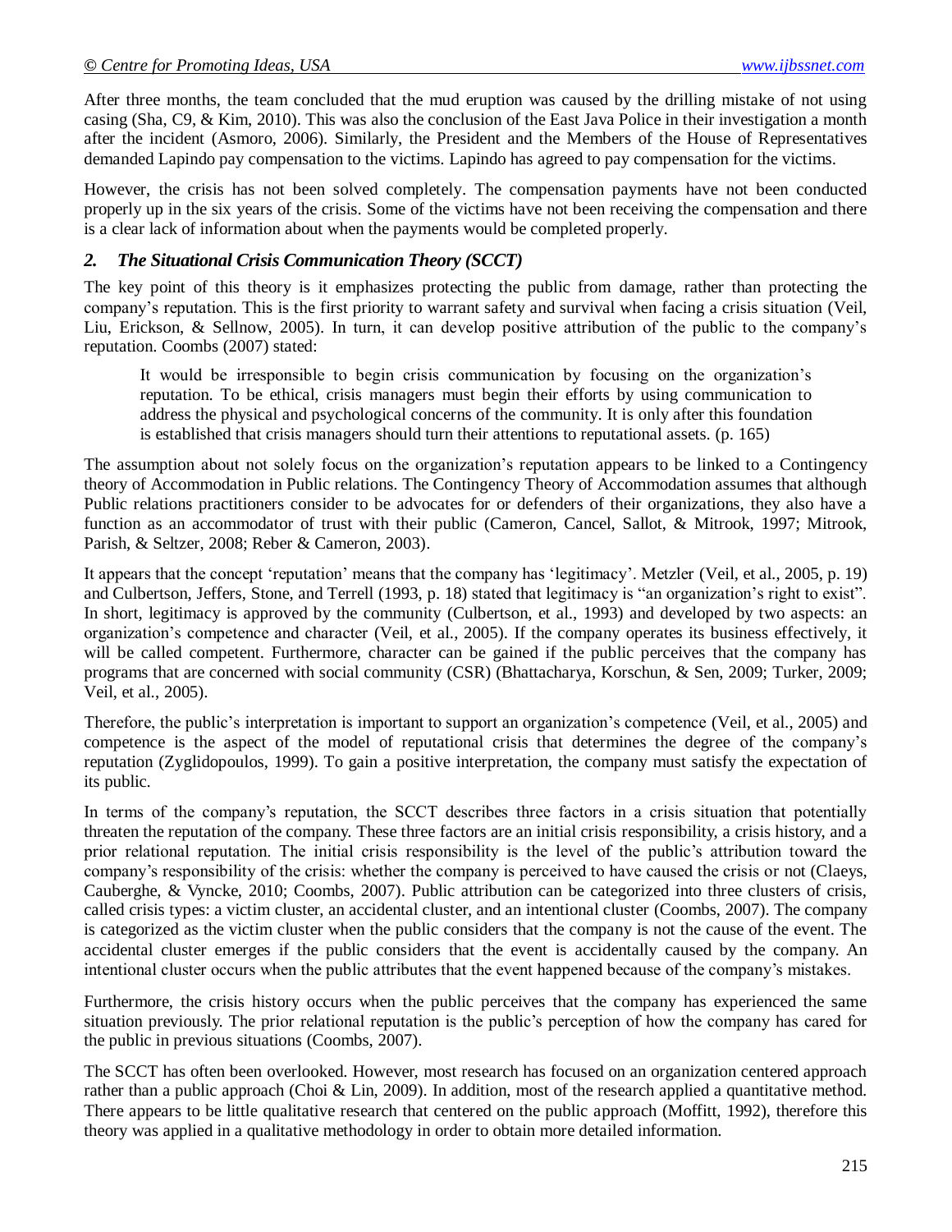After three months, the team concluded that the mud eruption was caused by the drilling mistake of not using casing (Sha, C9, & Kim, 2010). This was also the conclusion of the East Java Police in their investigation a month after the incident (Asmoro, 2006). Similarly, the President and the Members of the House of Representatives demanded Lapindo pay compensation to the victims. Lapindo has agreed to pay compensation for the victims.

However, the crisis has not been solved completely. The compensation payments have not been conducted properly up in the six years of the crisis. Some of the victims have not been receiving the compensation and there is a clear lack of information about when the payments would be completed properly.

## *2. The Situational Crisis Communication Theory (SCCT)*

The key point of this theory is it emphasizes protecting the public from damage, rather than protecting the company's reputation. This is the first priority to warrant safety and survival when facing a crisis situation (Veil, Liu, Erickson, & Sellnow, 2005). In turn, it can develop positive attribution of the public to the company's reputation. Coombs (2007) stated:

> It would be irresponsible to begin crisis communication by focusing on the organization's reputation. To be ethical, crisis managers must begin their efforts by using communication to address the physical and psychological concerns of the community. It is only after this foundation is established that crisis managers should turn their attentions to reputational assets. (p. 165)

The assumption about not solely focus on the organization's reputation appears to be linked to a Contingency theory of Accommodation in Public relations. The Contingency Theory of Accommodation assumes that although Public relations practitioners consider to be advocates for or defenders of their organizations, they also have a function as an accommodator of trust with their public (Cameron, Cancel, Sallot, & Mitrook, 1997; Mitrook, Parish, & Seltzer, 2008; Reber & Cameron, 2003).

It appears that the concept 'reputation' means that the company has 'legitimacy'. Metzler (Veil, et al., 2005, p. 19) and Culbertson, Jeffers, Stone, and Terrell (1993, p. 18) stated that legitimacy is "an organization's right to exist". In short, legitimacy is approved by the community (Culbertson, et al., 1993) and developed by two aspects: an organization's competence and character (Veil, et al., 2005). If the company operates its business effectively, it will be called competent. Furthermore, character can be gained if the public perceives that the company has programs that are concerned with social community (CSR) (Bhattacharya, Korschun, & Sen, 2009; Turker, 2009; Veil, et al., 2005).

Therefore, the public's interpretation is important to support an organization's competence (Veil, et al., 2005) and competence is the aspect of the model of reputational crisis that determines the degree of the company's reputation (Zyglidopoulos, 1999). To gain a positive interpretation, the company must satisfy the expectation of its public.

In terms of the company's reputation, the SCCT describes three factors in a crisis situation that potentially threaten the reputation of the company. These three factors are an initial crisis responsibility, a crisis history, and a prior relational reputation. The initial crisis responsibility is the level of the public's attribution toward the company's responsibility of the crisis: whether the company is perceived to have caused the crisis or not (Claeys, Cauberghe, & Vyncke, 2010; Coombs, 2007). Public attribution can be categorized into three clusters of crisis, called crisis types: a victim cluster, an accidental cluster, and an intentional cluster (Coombs, 2007). The company is categorized as the victim cluster when the public considers that the company is not the cause of the event. The accidental cluster emerges if the public considers that the event is accidentally caused by the company. An intentional cluster occurs when the public attributes that the event happened because of the company's mistakes.

Furthermore, the crisis history occurs when the public perceives that the company has experienced the same situation previously. The prior relational reputation is the public's perception of how the company has cared for the public in previous situations (Coombs, 2007).

The SCCT has often been overlooked. However, most research has focused on an organization centered approach rather than a public approach (Choi & Lin, 2009). In addition, most of the research applied a quantitative method. There appears to be little qualitative research that centered on the public approach (Moffitt, 1992), therefore this theory was applied in a qualitative methodology in order to obtain more detailed information.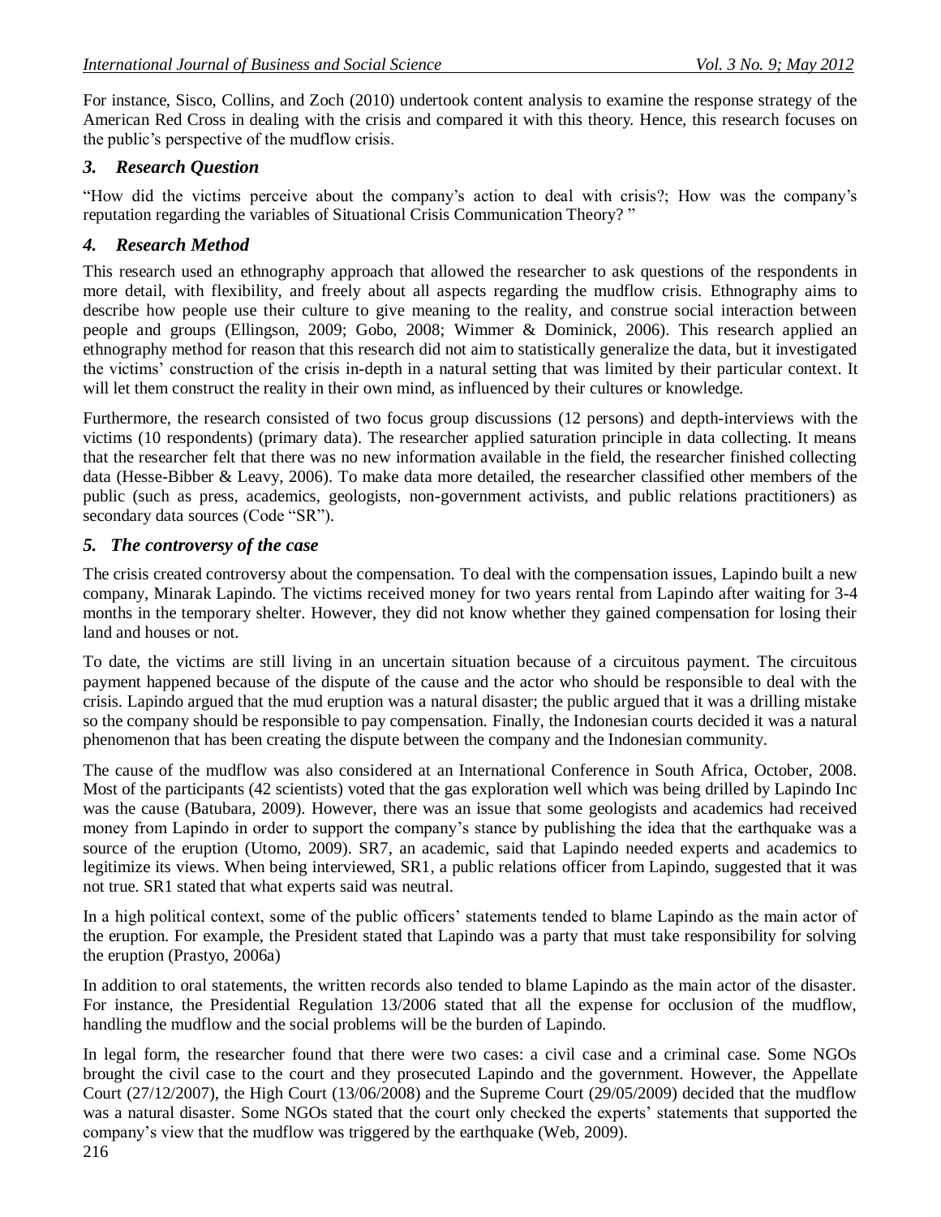For instance, Sisco, Collins, and Zoch (2010) undertook content analysis to examine the response strategy of the American Red Cross in dealing with the crisis and compared it with this theory. Hence, this research focuses on the public's perspective of the mudflow crisis.

## *3. Research Question*

"How did the victims perceive about the company's action to deal with crisis?; How was the company's reputation regarding the variables of Situational Crisis Communication Theory? "

## *4. Research Method*

This research used an ethnography approach that allowed the researcher to ask questions of the respondents in more detail, with flexibility, and freely about all aspects regarding the mudflow crisis. Ethnography aims to describe how people use their culture to give meaning to the reality, and construe social interaction between people and groups (Ellingson, 2009; Gobo, 2008; Wimmer & Dominick, 2006). This research applied an ethnography method for reason that this research did not aim to statistically generalize the data, but it investigated the victims' construction of the crisis in-depth in a natural setting that was limited by their particular context. It will let them construct the reality in their own mind, as influenced by their cultures or knowledge.

Furthermore, the research consisted of two focus group discussions (12 persons) and depth-interviews with the victims (10 respondents) (primary data). The researcher applied saturation principle in data collecting. It means that the researcher felt that there was no new information available in the field, the researcher finished collecting data (Hesse-Bibber & Leavy, 2006). To make data more detailed, the researcher classified other members of the public (such as press, academics, geologists, non-government activists, and public relations practitioners) as secondary data sources (Code "SR").

## *5. The controversy of the case*

The crisis created controversy about the compensation. To deal with the compensation issues, Lapindo built a new company, Minarak Lapindo. The victims received money for two years rental from Lapindo after waiting for 3-4 months in the temporary shelter. However, they did not know whether they gained compensation for losing their land and houses or not.

To date, the victims are still living in an uncertain situation because of a circuitous payment. The circuitous payment happened because of the dispute of the cause and the actor who should be responsible to deal with the crisis. Lapindo argued that the mud eruption was a natural disaster; the public argued that it was a drilling mistake so the company should be responsible to pay compensation. Finally, the Indonesian courts decided it was a natural phenomenon that has been creating the dispute between the company and the Indonesian community.

The cause of the mudflow was also considered at an International Conference in South Africa, October, 2008. Most of the participants (42 scientists) voted that the gas exploration well which was being drilled by Lapindo Inc was the cause (Batubara, 2009). However, there was an issue that some geologists and academics had received money from Lapindo in order to support the company's stance by publishing the idea that the earthquake was a source of the eruption (Utomo, 2009). SR7, an academic, said that Lapindo needed experts and academics to legitimize its views. When being interviewed, SR1, a public relations officer from Lapindo, suggested that it was not true. SR1 stated that what experts said was neutral.

In a high political context, some of the public officers' statements tended to blame Lapindo as the main actor of the eruption. For example, the President stated that Lapindo was a party that must take responsibility for solving the eruption (Prastyo, 2006a)

In addition to oral statements, the written records also tended to blame Lapindo as the main actor of the disaster. For instance, the Presidential Regulation 13/2006 stated that all the expense for occlusion of the mudflow, handling the mudflow and the social problems will be the burden of Lapindo.

In legal form, the researcher found that there were two cases: a civil case and a criminal case. Some NGOs brought the civil case to the court and they prosecuted Lapindo and the government. However, the Appellate Court (27/12/2007), the High Court (13/06/2008) and the Supreme Court (29/05/2009) decided that the mudflow was a natural disaster. Some NGOs stated that the court only checked the experts' statements that supported the company's view that the mudflow was triggered by the earthquake (Web, 2009).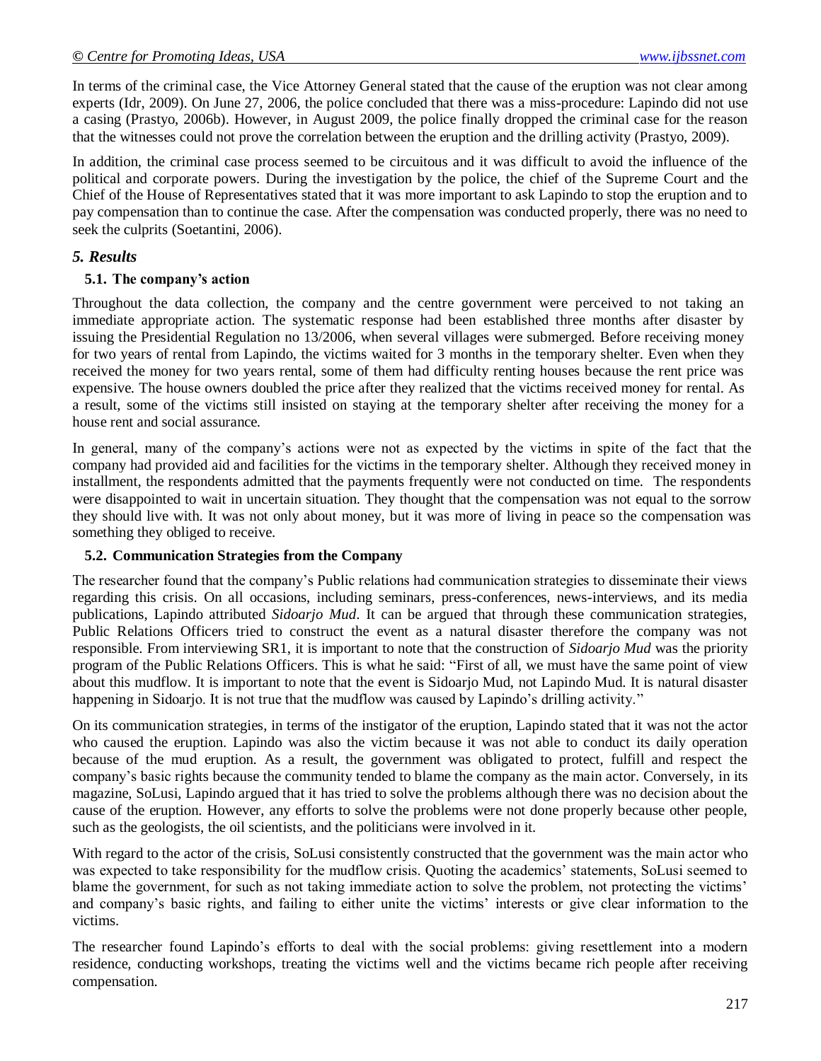In terms of the criminal case, the Vice Attorney General stated that the cause of the eruption was not clear among experts (Idr, 2009). On June 27, 2006, the police concluded that there was a miss-procedure: Lapindo did not use a casing (Prastyo, 2006b). However, in August 2009, the police finally dropped the criminal case for the reason that the witnesses could not prove the correlation between the eruption and the drilling activity (Prastyo, 2009).

In addition, the criminal case process seemed to be circuitous and it was difficult to avoid the influence of the political and corporate powers. During the investigation by the police, the chief of the Supreme Court and the Chief of the House of Representatives stated that it was more important to ask Lapindo to stop the eruption and to pay compensation than to continue the case. After the compensation was conducted properly, there was no need to seek the culprits (Soetantini, 2006).

## *5. Results*

### 5.1. The company's action

Throughout the data collection, the company and the centre government were perceived to not taking an immediate appropriate action. The systematic response had been established three months after disaster by issuing the Presidential Regulation no 13/2006, when several villages were submerged. Before receiving money for two years of rental from Lapindo, the victims waited for 3 months in the temporary shelter. Even when they received the money for two years rental, some of them had difficulty renting houses because the rent price was expensive. The house owners doubled the price after they realized that the victims received money for rental. As a result, some of the victims still insisted on staying at the temporary shelter after receiving the money for a house rent and social assurance.

In general, many of the company's actions were not as expected by the victims in spite of the fact that the company had provided aid and facilities for the victims in the temporary shelter. Although they received money in installment, the respondents admitted that the payments frequently were not conducted on time. The respondents were disappointed to wait in uncertain situation. They thought that the compensation was not equal to the sorrow they should live with. It was not only about money, but it was more of living in peace so the compensation was something they obliged to receive.

### 5.2. Communication Strategies from the Company

The researcher found that the company's Public relations had communication strategies to disseminate their views regarding this crisis. On all occasions, including seminars, press-conferences, news-interviews, and its media publications, Lapindo attributed *Sidoarjo Mud*. It can be argued that through these communication strategies, Public Relations Officers tried to construct the event as a natural disaster therefore the company was not responsible. From interviewing SR1, it is important to note that the construction of *Sidoarjo Mud* was the priority program of the Public Relations Officers. This is what he said: "First of all, we must have the same point of view about this mudflow. It is important to note that the event is Sidoarjo Mud, not Lapindo Mud. It is natural disaster happening in Sidoarjo. It is not true that the mudflow was caused by Lapindo's drilling activity."

On its communication strategies, in terms of the instigator of the eruption, Lapindo stated that it was not the actor who caused the eruption. Lapindo was also the victim because it was not able to conduct its daily operation because of the mud eruption. As a result, the government was obligated to protect, fulfill and respect the company's basic rights because the community tended to blame the company as the main actor. Conversely, in its magazine, SoLusi, Lapindo argued that it has tried to solve the problems although there was no decision about the cause of the eruption. However, any efforts to solve the problems were not done properly because other people, such as the geologists, the oil scientists, and the politicians were involved in it.

With regard to the actor of the crisis, SoLusi consistently constructed that the government was the main actor who was expected to take responsibility for the mudflow crisis. Quoting the academics' statements, SoLusi seemed to blame the government, for such as not taking immediate action to solve the problem, not protecting the victims' and company's basic rights, and failing to either unite the victims' interests or give clear information to the victims.

The researcher found Lapindo's efforts to deal with the social problems: giving resettlement into a modern residence, conducting workshops, treating the victims well and the victims became rich people after receiving compensation.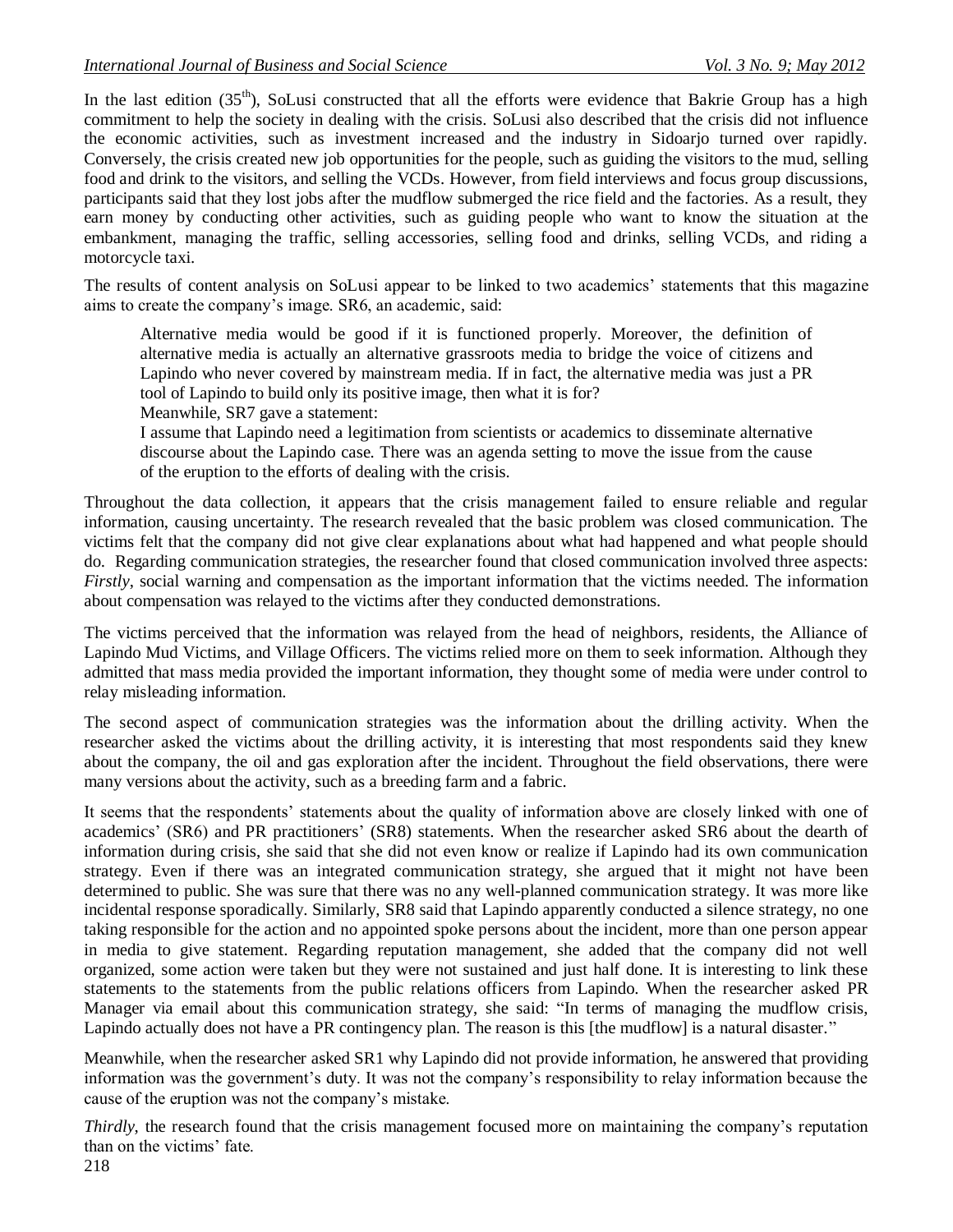In the last edition (35[th]), SoLusi constructed that all the efforts were evidence that Bakrie Group has a high commitment to help the society in dealing with the crisis. SoLusi also described that the crisis did not influence the economic activities, such as investment increased and the industry in Sidoarjo turned over rapidly. Conversely, the crisis created new job opportunities for the people, such as guiding the visitors to the mud, selling food and drink to the visitors, and selling the VCDs. However, from field interviews and focus group discussions, participants said that they lost jobs after the mudflow submerged the rice field and the factories. As a result, they earn money by conducting other activities, such as guiding people who want to know the situation at the embankment, managing the traffic, selling accessories, selling food and drinks, selling VCDs, and riding a motorcycle taxi.

The results of content analysis on SoLusi appear to be linked to two academics' statements that this magazine aims to create the company's image. SR6, an academic, said:

> Alternative media would be good if it is functioned properly. Moreover, the definition of alternative media is actually an alternative grassroots media to bridge the voice of citizens and Lapindo who never covered by mainstream media. If in fact, the alternative media was just a PR tool of Lapindo to build only its positive image, then what it is for?
>
> Meanwhile, SR7 gave a statement:
>
> I assume that Lapindo need a legitimation from scientists or academics to disseminate alternative discourse about the Lapindo case. There was an agenda setting to move the issue from the cause of the eruption to the efforts of dealing with the crisis.

Throughout the data collection, it appears that the crisis management failed to ensure reliable and regular information, causing uncertainty. The research revealed that the basic problem was closed communication. The victims felt that the company did not give clear explanations about what had happened and what people should do. Regarding communication strategies, the researcher found that closed communication involved three aspects: *Firstly*, social warning and compensation as the important information that the victims needed. The information about compensation was relayed to the victims after they conducted demonstrations.

The victims perceived that the information was relayed from the head of neighbors, residents, the Alliance of Lapindo Mud Victims, and Village Officers. The victims relied more on them to seek information. Although they admitted that mass media provided the important information, they thought some of media were under control to relay misleading information.

The second aspect of communication strategies was the information about the drilling activity. When the researcher asked the victims about the drilling activity, it is interesting that most respondents said they knew about the company, the oil and gas exploration after the incident. Throughout the field observations, there were many versions about the activity, such as a breeding farm and a fabric.

It seems that the respondents' statements about the quality of information above are closely linked with one of academics' (SR6) and PR practitioners' (SR8) statements. When the researcher asked SR6 about the dearth of information during crisis, she said that she did not even know or realize if Lapindo had its own communication strategy. Even if there was an integrated communication strategy, she argued that it might not have been determined to public. She was sure that there was no any well-planned communication strategy. It was more like incidental response sporadically. Similarly, SR8 said that Lapindo apparently conducted a silence strategy, no one taking responsible for the action and no appointed spoke persons about the incident, more than one person appear in media to give statement. Regarding reputation management, she added that the company did not well organized, some action were taken but they were not sustained and just half done. It is interesting to link these statements to the statements from the public relations officers from Lapindo. When the researcher asked PR Manager via email about this communication strategy, she said: "In terms of managing the mudflow crisis, Lapindo actually does not have a PR contingency plan. The reason is this [the mudflow] is a natural disaster."

Meanwhile, when the researcher asked SR1 why Lapindo did not provide information, he answered that providing information was the government's duty. It was not the company's responsibility to relay information because the cause of the eruption was not the company's mistake.

*Thirdly*, the research found that the crisis management focused more on maintaining the company's reputation than on the victims' fate.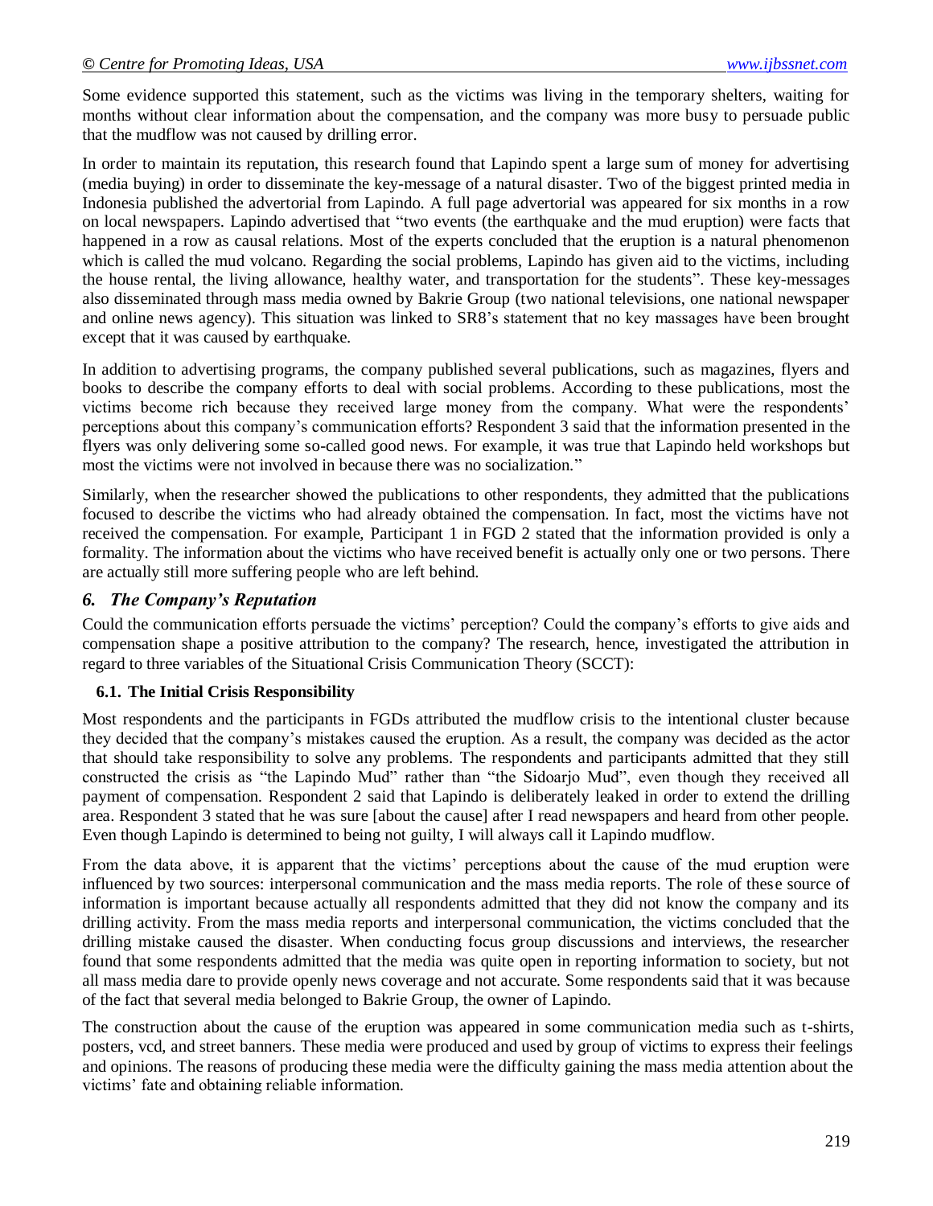Some evidence supported this statement, such as the victims was living in the temporary shelters, waiting for months without clear information about the compensation, and the company was more busy to persuade public that the mudflow was not caused by drilling error.

In order to maintain its reputation, this research found that Lapindo spent a large sum of money for advertising (media buying) in order to disseminate the key-message of a natural disaster. Two of the biggest printed media in Indonesia published the advertorial from Lapindo. A full page advertorial was appeared for six months in a row on local newspapers. Lapindo advertised that "two events (the earthquake and the mud eruption) were facts that happened in a row as causal relations. Most of the experts concluded that the eruption is a natural phenomenon which is called the mud volcano. Regarding the social problems, Lapindo has given aid to the victims, including the house rental, the living allowance, healthy water, and transportation for the students". These key-messages also disseminated through mass media owned by Bakrie Group (two national televisions, one national newspaper and online news agency). This situation was linked to SR8's statement that no key massages have been brought except that it was caused by earthquake.

In addition to advertising programs, the company published several publications, such as magazines, flyers and books to describe the company efforts to deal with social problems. According to these publications, most the victims become rich because they received large money from the company. What were the respondents' perceptions about this company's communication efforts? Respondent 3 said that the information presented in the flyers was only delivering some so-called good news. For example, it was true that Lapindo held workshops but most the victims were not involved in because there was no socialization."

Similarly, when the researcher showed the publications to other respondents, they admitted that the publications focused to describe the victims who had already obtained the compensation. In fact, most the victims have not received the compensation. For example, Participant 1 in FGD 2 stated that the information provided is only a formality. The information about the victims who have received benefit is actually only one or two persons. There are actually still more suffering people who are left behind.

## *6. The Company's Reputation*

Could the communication efforts persuade the victims' perception? Could the company's efforts to give aids and compensation shape a positive attribution to the company? The research, hence, investigated the attribution in regard to three variables of the Situational Crisis Communication Theory (SCCT):

### 6.1. The Initial Crisis Responsibility

Most respondents and the participants in FGDs attributed the mudflow crisis to the intentional cluster because they decided that the company's mistakes caused the eruption. As a result, the company was decided as the actor that should take responsibility to solve any problems. The respondents and participants admitted that they still constructed the crisis as "the Lapindo Mud" rather than "the Sidoarjo Mud", even though they received all payment of compensation. Respondent 2 said that Lapindo is deliberately leaked in order to extend the drilling area. Respondent 3 stated that he was sure [about the cause] after I read newspapers and heard from other people. Even though Lapindo is determined to being not guilty, I will always call it Lapindo mudflow.

From the data above, it is apparent that the victims' perceptions about the cause of the mud eruption were influenced by two sources: interpersonal communication and the mass media reports. The role of these source of information is important because actually all respondents admitted that they did not know the company and its drilling activity. From the mass media reports and interpersonal communication, the victims concluded that the drilling mistake caused the disaster. When conducting focus group discussions and interviews, the researcher found that some respondents admitted that the media was quite open in reporting information to society, but not all mass media dare to provide openly news coverage and not accurate. Some respondents said that it was because of the fact that several media belonged to Bakrie Group, the owner of Lapindo.

The construction about the cause of the eruption was appeared in some communication media such as t-shirts, posters, vcd, and street banners. These media were produced and used by group of victims to express their feelings and opinions. The reasons of producing these media were the difficulty gaining the mass media attention about the victims' fate and obtaining reliable information.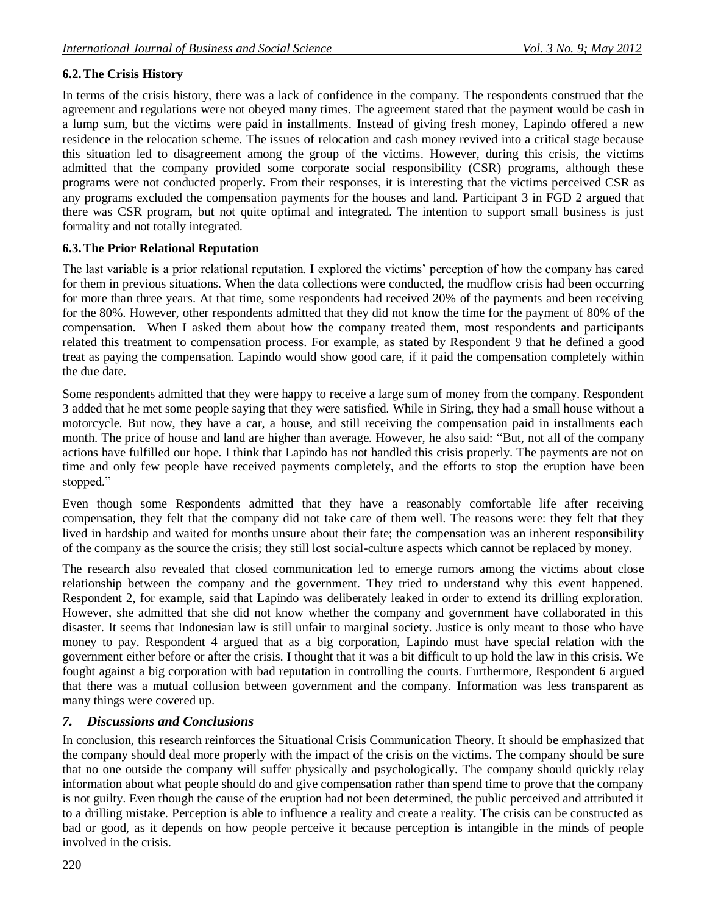### 6.2. The Crisis History

In terms of the crisis history, there was a lack of confidence in the company. The respondents construed that the agreement and regulations were not obeyed many times. The agreement stated that the payment would be cash in a lump sum, but the victims were paid in installments. Instead of giving fresh money, Lapindo offered a new residence in the relocation scheme. The issues of relocation and cash money revived into a critical stage because this situation led to disagreement among the group of the victims. However, during this crisis, the victims admitted that the company provided some corporate social responsibility (CSR) programs, although these programs were not conducted properly. From their responses, it is interesting that the victims perceived CSR as any programs excluded the compensation payments for the houses and land. Participant 3 in FGD 2 argued that there was CSR program, but not quite optimal and integrated. The intention to support small business is just formality and not totally integrated.

### 6.3. The Prior Relational Reputation

The last variable is a prior relational reputation. I explored the victims' perception of how the company has cared for them in previous situations. When the data collections were conducted, the mudflow crisis had been occurring for more than three years. At that time, some respondents had received 20% of the payments and been receiving for the 80%. However, other respondents admitted that they did not know the time for the payment of 80% of the compensation. When I asked them about how the company treated them, most respondents and participants related this treatment to compensation process. For example, as stated by Respondent 9 that he defined a good treat as paying the compensation. Lapindo would show good care, if it paid the compensation completely within the due date.

Some respondents admitted that they were happy to receive a large sum of money from the company. Respondent 3 added that he met some people saying that they were satisfied. While in Siring, they had a small house without a motorcycle. But now, they have a car, a house, and still receiving the compensation paid in installments each month. The price of house and land are higher than average. However, he also said: "But, not all of the company actions have fulfilled our hope. I think that Lapindo has not handled this crisis properly. The payments are not on time and only few people have received payments completely, and the efforts to stop the eruption have been stopped."

Even though some Respondents admitted that they have a reasonably comfortable life after receiving compensation, they felt that the company did not take care of them well. The reasons were: they felt that they lived in hardship and waited for months unsure about their fate; the compensation was an inherent responsibility of the company as the source the crisis; they still lost social-culture aspects which cannot be replaced by money.

The research also revealed that closed communication led to emerge rumors among the victims about close relationship between the company and the government. They tried to understand why this event happened. Respondent 2, for example, said that Lapindo was deliberately leaked in order to extend its drilling exploration. However, she admitted that she did not know whether the company and government have collaborated in this disaster. It seems that Indonesian law is still unfair to marginal society. Justice is only meant to those who have money to pay. Respondent 4 argued that as a big corporation, Lapindo must have special relation with the government either before or after the crisis. I thought that it was a bit difficult to up hold the law in this crisis. We fought against a big corporation with bad reputation in controlling the courts. Furthermore, Respondent 6 argued that there was a mutual collusion between government and the company. Information was less transparent as many things were covered up.

## *7. Discussions and Conclusions*

In conclusion, this research reinforces the Situational Crisis Communication Theory. It should be emphasized that the company should deal more properly with the impact of the crisis on the victims. The company should be sure that no one outside the company will suffer physically and psychologically. The company should quickly relay information about what people should do and give compensation rather than spend time to prove that the company is not guilty. Even though the cause of the eruption had not been determined, the public perceived and attributed it to a drilling mistake. Perception is able to influence a reality and create a reality. The crisis can be constructed as bad or good, as it depends on how people perceive it because perception is intangible in the minds of people involved in the crisis.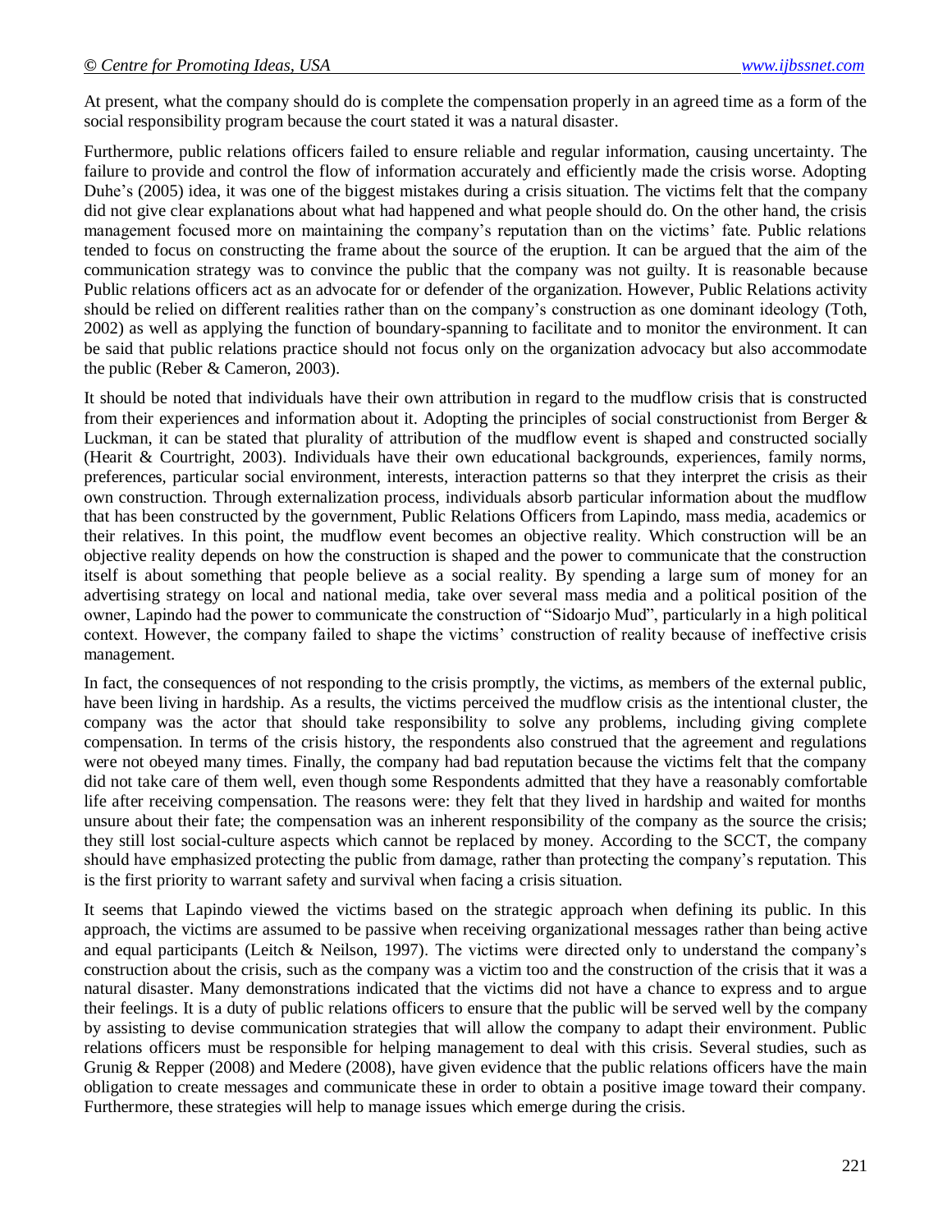At present, what the company should do is complete the compensation properly in an agreed time as a form of the social responsibility program because the court stated it was a natural disaster.

Furthermore, public relations officers failed to ensure reliable and regular information, causing uncertainty. The failure to provide and control the flow of information accurately and efficiently made the crisis worse. Adopting Duhe's (2005) idea, it was one of the biggest mistakes during a crisis situation. The victims felt that the company did not give clear explanations about what had happened and what people should do. On the other hand, the crisis management focused more on maintaining the company's reputation than on the victims' fate. Public relations tended to focus on constructing the frame about the source of the eruption. It can be argued that the aim of the communication strategy was to convince the public that the company was not guilty. It is reasonable because Public relations officers act as an advocate for or defender of the organization. However, Public Relations activity should be relied on different realities rather than on the company's construction as one dominant ideology (Toth, 2002) as well as applying the function of boundary-spanning to facilitate and to monitor the environment. It can be said that public relations practice should not focus only on the organization advocacy but also accommodate the public (Reber & Cameron, 2003).

It should be noted that individuals have their own attribution in regard to the mudflow crisis that is constructed from their experiences and information about it. Adopting the principles of social constructionist from Berger & Luckman, it can be stated that plurality of attribution of the mudflow event is shaped and constructed socially (Hearit & Courtright, 2003). Individuals have their own educational backgrounds, experiences, family norms, preferences, particular social environment, interests, interaction patterns so that they interpret the crisis as their own construction. Through externalization process, individuals absorb particular information about the mudflow that has been constructed by the government, Public Relations Officers from Lapindo, mass media, academics or their relatives. In this point, the mudflow event becomes an objective reality. Which construction will be an objective reality depends on how the construction is shaped and the power to communicate that the construction itself is about something that people believe as a social reality. By spending a large sum of money for an advertising strategy on local and national media, take over several mass media and a political position of the owner, Lapindo had the power to communicate the construction of "Sidoarjo Mud", particularly in a high political context. However, the company failed to shape the victims' construction of reality because of ineffective crisis management.

In fact, the consequences of not responding to the crisis promptly, the victims, as members of the external public, have been living in hardship. As a results, the victims perceived the mudflow crisis as the intentional cluster, the company was the actor that should take responsibility to solve any problems, including giving complete compensation. In terms of the crisis history, the respondents also construed that the agreement and regulations were not obeyed many times. Finally, the company had bad reputation because the victims felt that the company did not take care of them well, even though some Respondents admitted that they have a reasonably comfortable life after receiving compensation. The reasons were: they felt that they lived in hardship and waited for months unsure about their fate; the compensation was an inherent responsibility of the company as the source the crisis; they still lost social-culture aspects which cannot be replaced by money. According to the SCCT, the company should have emphasized protecting the public from damage, rather than protecting the company's reputation. This is the first priority to warrant safety and survival when facing a crisis situation.

It seems that Lapindo viewed the victims based on the strategic approach when defining its public. In this approach, the victims are assumed to be passive when receiving organizational messages rather than being active and equal participants (Leitch & Neilson, 1997). The victims were directed only to understand the company's construction about the crisis, such as the company was a victim too and the construction of the crisis that it was a natural disaster. Many demonstrations indicated that the victims did not have a chance to express and to argue their feelings. It is a duty of public relations officers to ensure that the public will be served well by the company by assisting to devise communication strategies that will allow the company to adapt their environment. Public relations officers must be responsible for helping management to deal with this crisis. Several studies, such as Grunig & Repper (2008) and Medere (2008), have given evidence that the public relations officers have the main obligation to create messages and communicate these in order to obtain a positive image toward their company. Furthermore, these strategies will help to manage issues which emerge during the crisis.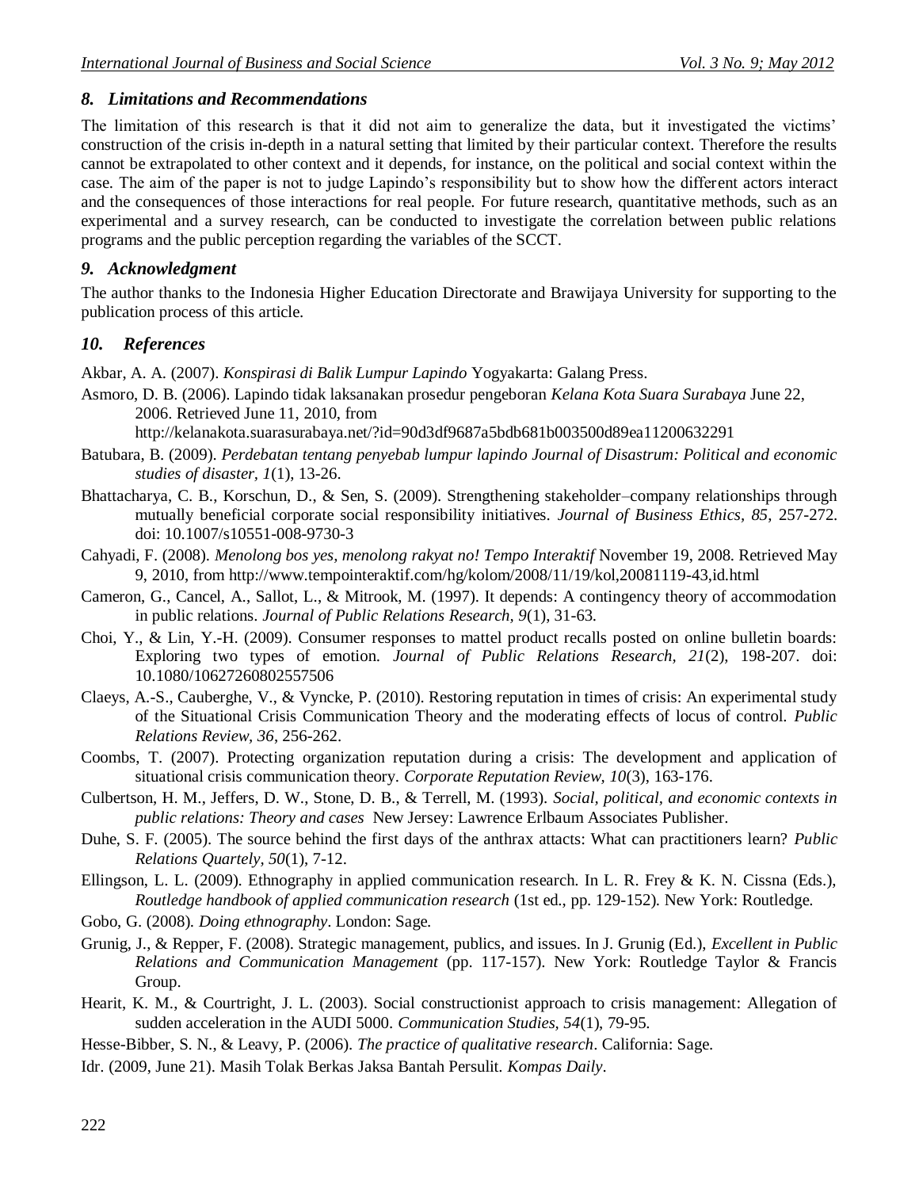## *8. Limitations and Recommendations*

The limitation of this research is that it did not aim to generalize the data, but it investigated the victims' construction of the crisis in-depth in a natural setting that limited by their particular context. Therefore the results cannot be extrapolated to other context and it depends, for instance, on the political and social context within the case. The aim of the paper is not to judge Lapindo's responsibility but to show how the different actors interact and the consequences of those interactions for real people. For future research, quantitative methods, such as an experimental and a survey research, can be conducted to investigate the correlation between public relations programs and the public perception regarding the variables of the SCCT.

## *9. Acknowledgment*

The author thanks to the Indonesia Higher Education Directorate and Brawijaya University for supporting to the publication process of this article.

## *10. References*

Akbar, A. A. (2007). *Konspirasi di Balik Lumpur Lapindo* Yogyakarta: Galang Press.

Asmoro, D. B. (2006). Lapindo tidak laksanakan prosedur pengeboran *Kelana Kota Suara Surabaya* June 22, 2006. Retrieved June 11, 2010, from http://kelanakota.suarasurabaya.net/?id=90d3df9687a5bdb681b003500d89ea11200632291

Batubara, B. (2009). *Perdebatan tentang penyebab lumpur lapindo Journal of Disastrum: Political and economic studies of disaster, 1*(1), 13-26.

Bhattacharya, C. B., Korschun, D., & Sen, S. (2009). Strengthening stakeholder–company relationships through mutually beneficial corporate social responsibility initiatives. *Journal of Business Ethics, 85*, 257-272. doi: 10.1007/s10551-008-9730-3

Cahyadi, F. (2008). *Menolong bos yes, menolong rakyat no! Tempo Interaktif* November 19, 2008. Retrieved May 9, 2010, from http://www.tempointeraktif.com/hg/kolom/2008/11/19/kol,20081119-43,id.html

Cameron, G., Cancel, A., Sallot, L., & Mitrook, M. (1997). It depends: A contingency theory of accommodation in public relations. *Journal of Public Relations Research, 9*(1), 31-63.

Choi, Y., & Lin, Y.-H. (2009). Consumer responses to mattel product recalls posted on online bulletin boards: Exploring two types of emotion. *Journal of Public Relations Research, 21*(2), 198-207. doi: 10.1080/10627260802557506

Claeys, A.-S., Cauberghe, V., & Vyncke, P. (2010). Restoring reputation in times of crisis: An experimental study of the Situational Crisis Communication Theory and the moderating effects of locus of control. *Public Relations Review, 36*, 256-262.

Coombs, T. (2007). Protecting organization reputation during a crisis: The development and application of situational crisis communication theory. *Corporate Reputation Review, 10*(3), 163-176.

Culbertson, H. M., Jeffers, D. W., Stone, D. B., & Terrell, M. (1993). *Social, political, and economic contexts in public relations: Theory and cases* New Jersey: Lawrence Erlbaum Associates Publisher.

Duhe, S. F. (2005). The source behind the first days of the anthrax attacts: What can practitioners learn? *Public Relations Quartely, 50*(1), 7-12.

Ellingson, L. L. (2009). Ethnography in applied communication research. In L. R. Frey & K. N. Cissna (Eds.), *Routledge handbook of applied communication research* (1st ed., pp. 129-152). New York: Routledge.

Gobo, G. (2008). *Doing ethnography*. London: Sage.

Grunig, J., & Repper, F. (2008). Strategic management, publics, and issues. In J. Grunig (Ed.), *Excellent in Public Relations and Communication Management* (pp. 117-157). New York: Routledge Taylor & Francis Group.

Hearit, K. M., & Courtright, J. L. (2003). Social constructionist approach to crisis management: Allegation of sudden acceleration in the AUDI 5000. *Communication Studies, 54*(1), 79-95.

Hesse-Bibber, S. N., & Leavy, P. (2006). *The practice of qualitative research*. California: Sage.

Idr. (2009, June 21). Masih Tolak Berkas Jaksa Bantah Persulit. *Kompas Daily*.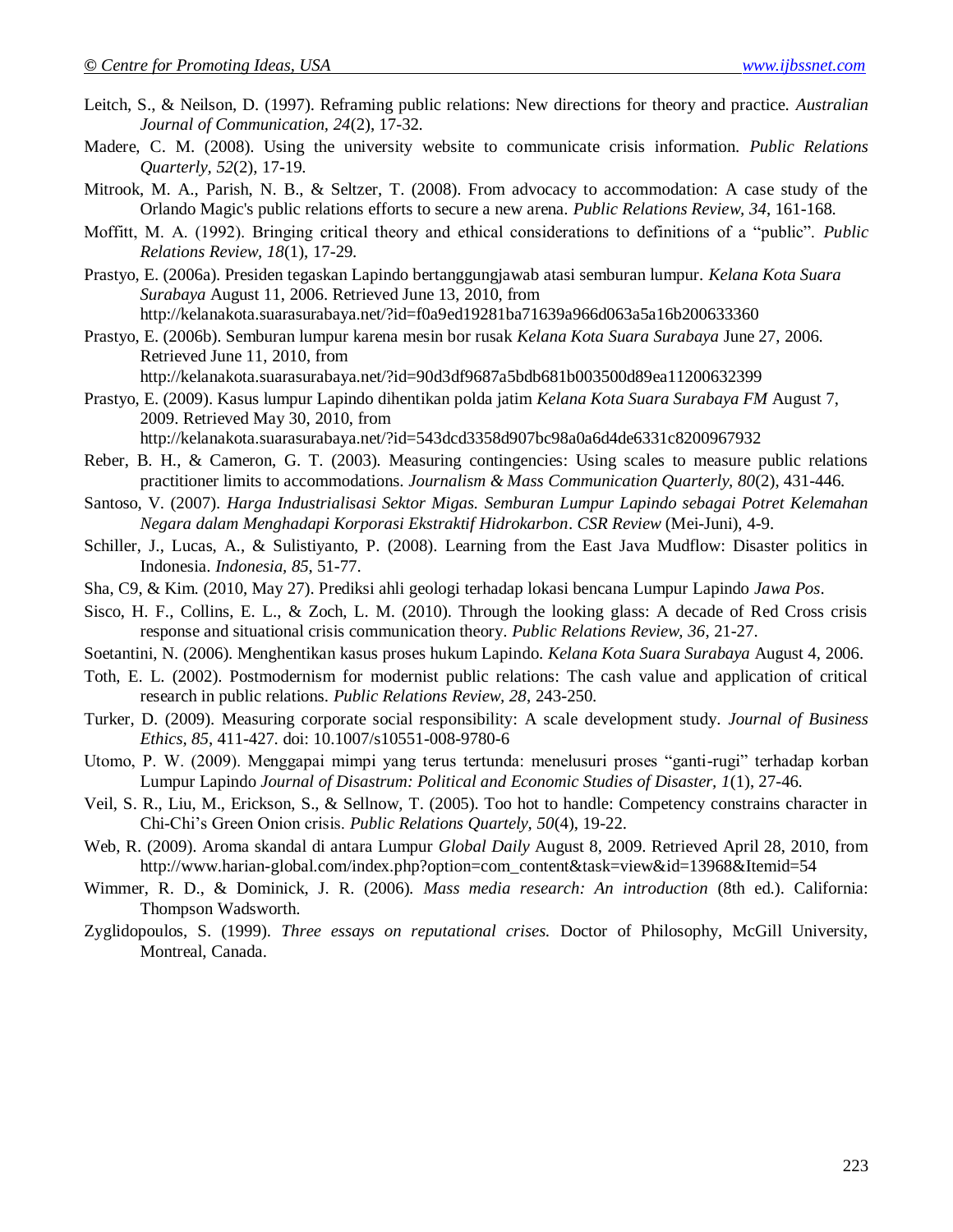Leitch, S., & Neilson, D. (1997). Reframing public relations: New directions for theory and practice. *Australian Journal of Communication, 24*(2), 17-32.

Madere, C. M. (2008). Using the university website to communicate crisis information. *Public Relations Quarterly, 52*(2), 17-19.

Mitrook, M. A., Parish, N. B., & Seltzer, T. (2008). From advocacy to accommodation: A case study of the Orlando Magic's public relations efforts to secure a new arena. *Public Relations Review, 34*, 161-168.

Moffitt, M. A. (1992). Bringing critical theory and ethical considerations to definitions of a "public". *Public Relations Review, 18*(1), 17-29.

Prastyo, E. (2006a). Presiden tegaskan Lapindo bertanggungjawab atasi semburan lumpur. *Kelana Kota Suara Surabaya* August 11, 2006. Retrieved June 13, 2010, from http://kelanakota.suarasurabaya.net/?id=f0a9ed19281ba71639a966d063a5a16b200633360

Prastyo, E. (2006b). Semburan lumpur karena mesin bor rusak *Kelana Kota Suara Surabaya* June 27, 2006. Retrieved June 11, 2010, from http://kelanakota.suarasurabaya.net/?id=90d3df9687a5bdb681b003500d89ea11200632399

Prastyo, E. (2009). Kasus lumpur Lapindo dihentikan polda jatim *Kelana Kota Suara Surabaya FM* August 7, 2009. Retrieved May 30, 2010, from http://kelanakota.suarasurabaya.net/?id=543dcd3358d907bc98a0a6d4de6331c8200967932

Reber, B. H., & Cameron, G. T. (2003). Measuring contingencies: Using scales to measure public relations practitioner limits to accommodations. *Journalism & Mass Communication Quarterly, 80*(2), 431-446.

Santoso, V. (2007). *Harga Industrialisasi Sektor Migas. Semburan Lumpur Lapindo sebagai Potret Kelemahan Negara dalam Menghadapi Korporasi Ekstraktif Hidrokarbon*. *CSR Review* (Mei-Juni), 4-9.

Schiller, J., Lucas, A., & Sulistiyanto, P. (2008). Learning from the East Java Mudflow: Disaster politics in Indonesia. *Indonesia, 85*, 51-77.

Sha, C9, & Kim. (2010, May 27). Prediksi ahli geologi terhadap lokasi bencana Lumpur Lapindo *Jawa Pos*.

Sisco, H. F., Collins, E. L., & Zoch, L. M. (2010). Through the looking glass: A decade of Red Cross crisis response and situational crisis communication theory. *Public Relations Review, 36*, 21-27.

Soetantini, N. (2006). Menghentikan kasus proses hukum Lapindo. *Kelana Kota Suara Surabaya* August 4, 2006.

Toth, E. L. (2002). Postmodernism for modernist public relations: The cash value and application of critical research in public relations. *Public Relations Review, 28*, 243-250.

Turker, D. (2009). Measuring corporate social responsibility: A scale development study. *Journal of Business Ethics, 85*, 411-427. doi: 10.1007/s10551-008-9780-6

Utomo, P. W. (2009). Menggapai mimpi yang terus tertunda: menelusuri proses "ganti-rugi" terhadap korban Lumpur Lapindo *Journal of Disastrum: Political and Economic Studies of Disaster, 1*(1), 27-46.

Veil, S. R., Liu, M., Erickson, S., & Sellnow, T. (2005). Too hot to handle: Competency constrains character in Chi-Chi's Green Onion crisis. *Public Relations Quartely, 50*(4), 19-22.

Web, R. (2009). Aroma skandal di antara Lumpur *Global Daily* August 8, 2009. Retrieved April 28, 2010, from http://www.harian-global.com/index.php?option=com_content&task=view&id=13968&Itemid=54

Wimmer, R. D., & Dominick, J. R. (2006). *Mass media research: An introduction* (8th ed.). California: Thompson Wadsworth.

Zyglidopoulos, S. (1999). *Three essays on reputational crises.* Doctor of Philosophy, McGill University, Montreal, Canada.